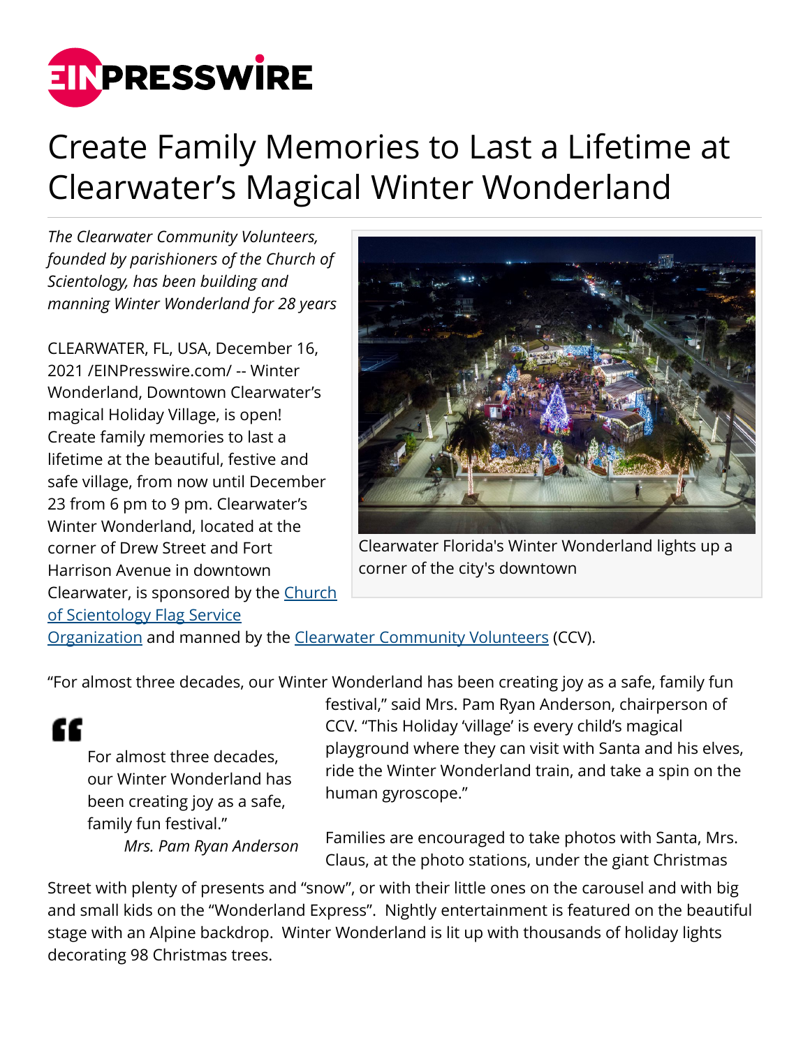# Create Family Memories to Last a Lifetime at Clearwater's Magical Winter Wonderland

*The Clearwater Community Volunteers, founded by parishioners of the Church of Scientology, has been building and manning Winter Wonderland for 28 years*

Clearwater Florida's Winter Wonderland lights up a corner of the city's downtown

CLEARWATER, FL, USA, December 16, 2021 /EINPresswire.com/ -- Winter Wonderland, Downtown Clearwater's magical Holiday Village, is open! Create family memories to last a lifetime at the beautiful, festive and safe village, from now until December 23 from 6 pm to 9 pm. Clearwater's Winter Wonderland, located at the corner of Drew Street and Fort Harrison Avenue in downtown Clearwater, is sponsored by the Church of Scientology Flag Service Organization and manned by the Clearwater Community Volunteers (CCV).

"For almost three decades, our Winter Wonderland has been creating joy as a safe, family fun festival," said Mrs. Pam Ryan Anderson, chairperson of CCV. "This Holiday 'village' is every child's magical playground where they can visit with Santa and his elves, ride the Winter Wonderland train, and take a spin on the human gyroscope."

> For almost three decades, our Winter Wonderland has been creating joy as a safe, family fun festival."
>
> *Mrs. Pam Ryan Anderson*

Families are encouraged to take photos with Santa, Mrs. Claus, at the photo stations, under the giant Christmas Street with plenty of presents and "snow", or with their little ones on the carousel and with big and small kids on the "Wonderland Express". Nightly entertainment is featured on the beautiful stage with an Alpine backdrop. Winter Wonderland is lit up with thousands of holiday lights decorating 98 Christmas trees.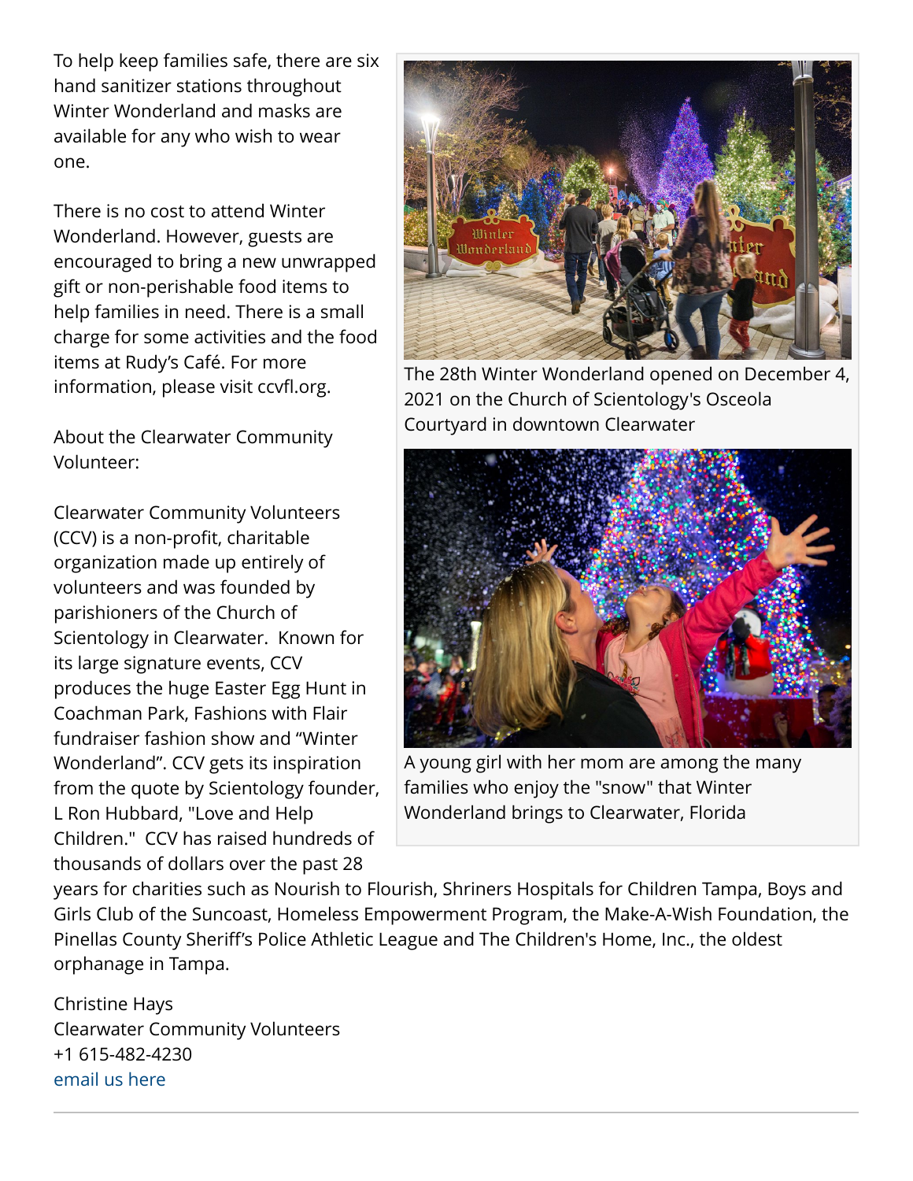To help keep families safe, there are six hand sanitizer stations throughout Winter Wonderland and masks are available for any who wish to wear one.

There is no cost to attend Winter Wonderland. However, guests are encouraged to bring a new unwrapped gift or non-perishable food items to help families in need. There is a small charge for some activities and the food items at Rudy's Café. For more information, please visit ccvfl.org.

The 28th Winter Wonderland opened on December 4, 2021 on the Church of Scientology's Osceola Courtyard in downtown Clearwater

A young girl with her mom are among the many families who enjoy the "snow" that Winter Wonderland brings to Clearwater, Florida

About the Clearwater Community Volunteer:

Clearwater Community Volunteers (CCV) is a non-profit, charitable organization made up entirely of volunteers and was founded by parishioners of the Church of Scientology in Clearwater. Known for its large signature events, CCV produces the huge Easter Egg Hunt in Coachman Park, Fashions with Flair fundraiser fashion show and "Winter Wonderland". CCV gets its inspiration from the quote by Scientology founder, L Ron Hubbard, "Love and Help Children." CCV has raised hundreds of thousands of dollars over the past 28 years for charities such as Nourish to Flourish, Shriners Hospitals for Children Tampa, Boys and Girls Club of the Suncoast, Homeless Empowerment Program, the Make-A-Wish Foundation, the Pinellas County Sheriff's Police Athletic League and The Children's Home, Inc., the oldest orphanage in Tampa.

Christine Hays
Clearwater Community Volunteers
+1 615-482-4230
email us here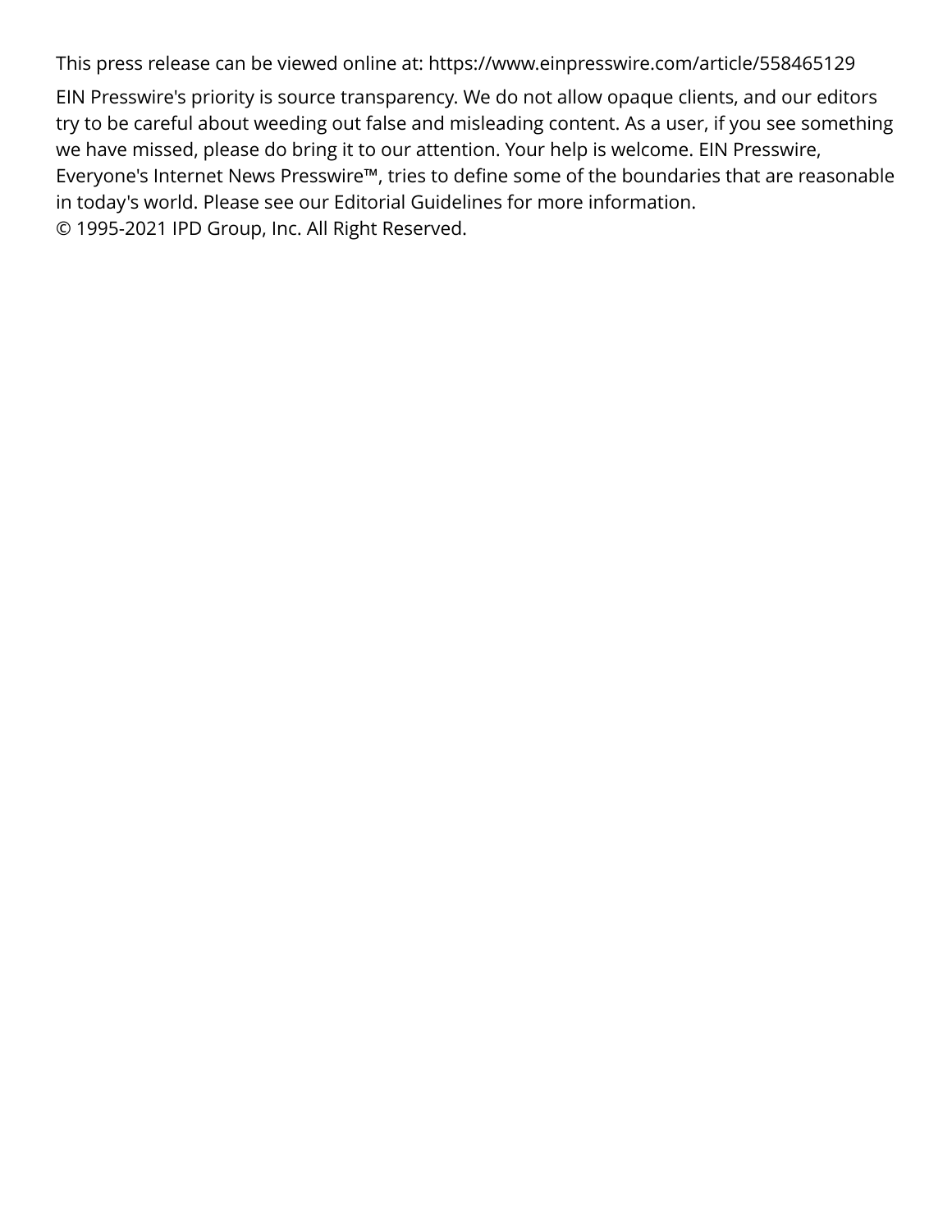This press release can be viewed online at: https://www.einpresswire.com/article/558465129

EIN Presswire's priority is source transparency. We do not allow opaque clients, and our editors try to be careful about weeding out false and misleading content. As a user, if you see something we have missed, please do bring it to our attention. Your help is welcome. EIN Presswire, Everyone's Internet News Presswire™, tries to define some of the boundaries that are reasonable in today's world. Please see our Editorial Guidelines for more information.
© 1995-2021 IPD Group, Inc. All Right Reserved.